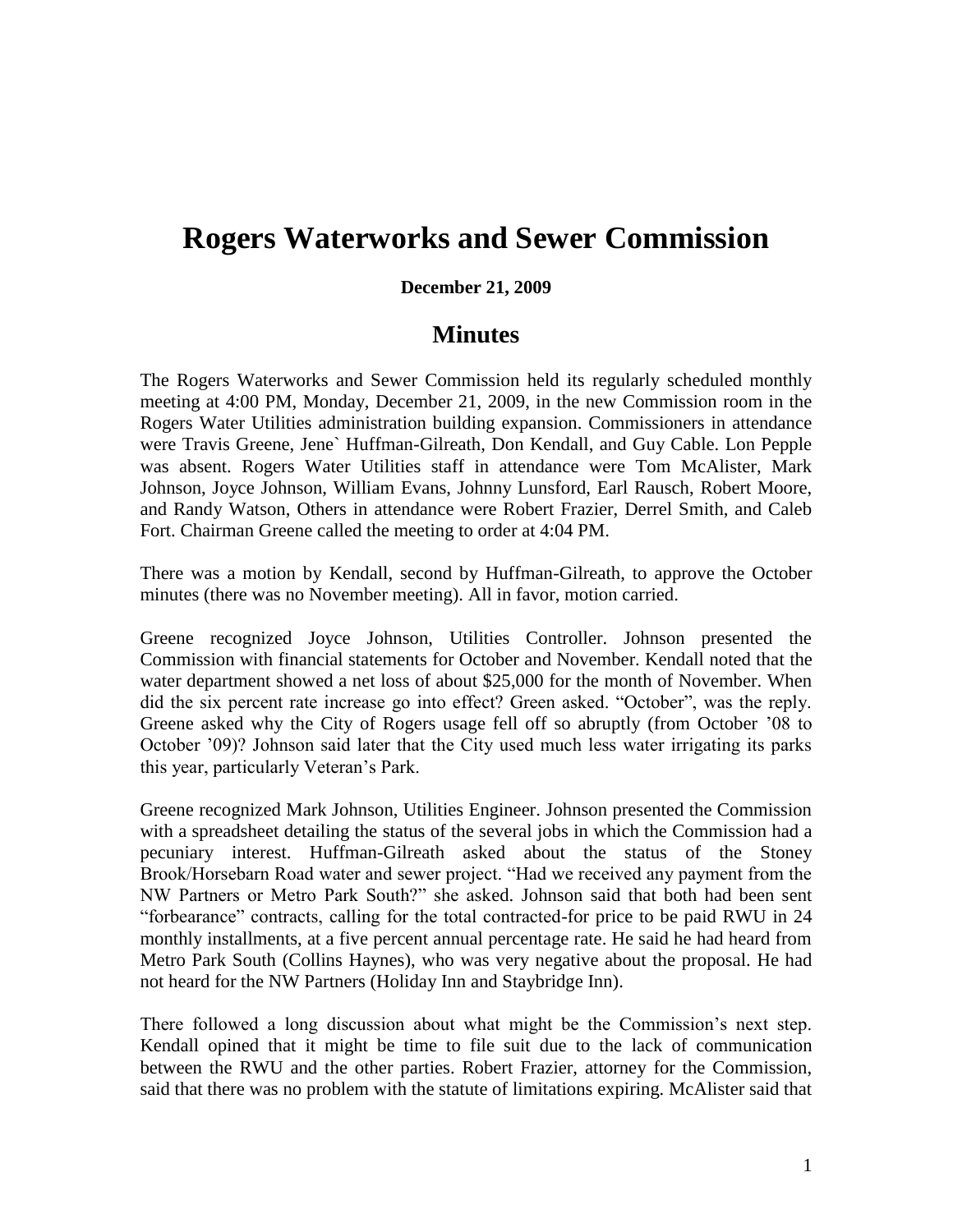# Rogers Waterworks and Sewer Commission

**December 21, 2009**

## Minutes

The Rogers Waterworks and Sewer Commission held its regularly scheduled monthly meeting at 4:00 PM, Monday, December 21, 2009, in the new Commission room in the Rogers Water Utilities administration building expansion. Commissioners in attendance were Travis Greene, Jene` Huffman-Gilreath, Don Kendall, and Guy Cable. Lon Pepple was absent. Rogers Water Utilities staff in attendance were Tom McAlister, Mark Johnson, Joyce Johnson, William Evans, Johnny Lunsford, Earl Rausch, Robert Moore, and Randy Watson, Others in attendance were Robert Frazier, Derrel Smith, and Caleb Fort. Chairman Greene called the meeting to order at 4:04 PM.

There was a motion by Kendall, second by Huffman-Gilreath, to approve the October minutes (there was no November meeting). All in favor, motion carried.

Greene recognized Joyce Johnson, Utilities Controller. Johnson presented the Commission with financial statements for October and November. Kendall noted that the water department showed a net loss of about $25,000 for the month of November. When did the six percent rate increase go into effect? Green asked. "October", was the reply. Greene asked why the City of Rogers usage fell off so abruptly (from October '08 to October '09)? Johnson said later that the City used much less water irrigating its parks this year, particularly Veteran's Park.

Greene recognized Mark Johnson, Utilities Engineer. Johnson presented the Commission with a spreadsheet detailing the status of the several jobs in which the Commission had a pecuniary interest. Huffman-Gilreath asked about the status of the Stoney Brook/Horsebarn Road water and sewer project. "Had we received any payment from the NW Partners or Metro Park South?" she asked. Johnson said that both had been sent "forbearance" contracts, calling for the total contracted-for price to be paid RWU in 24 monthly installments, at a five percent annual percentage rate. He said he had heard from Metro Park South (Collins Haynes), who was very negative about the proposal. He had not heard for the NW Partners (Holiday Inn and Staybridge Inn).

There followed a long discussion about what might be the Commission's next step. Kendall opined that it might be time to file suit due to the lack of communication between the RWU and the other parties. Robert Frazier, attorney for the Commission, said that there was no problem with the statute of limitations expiring. McAlister said that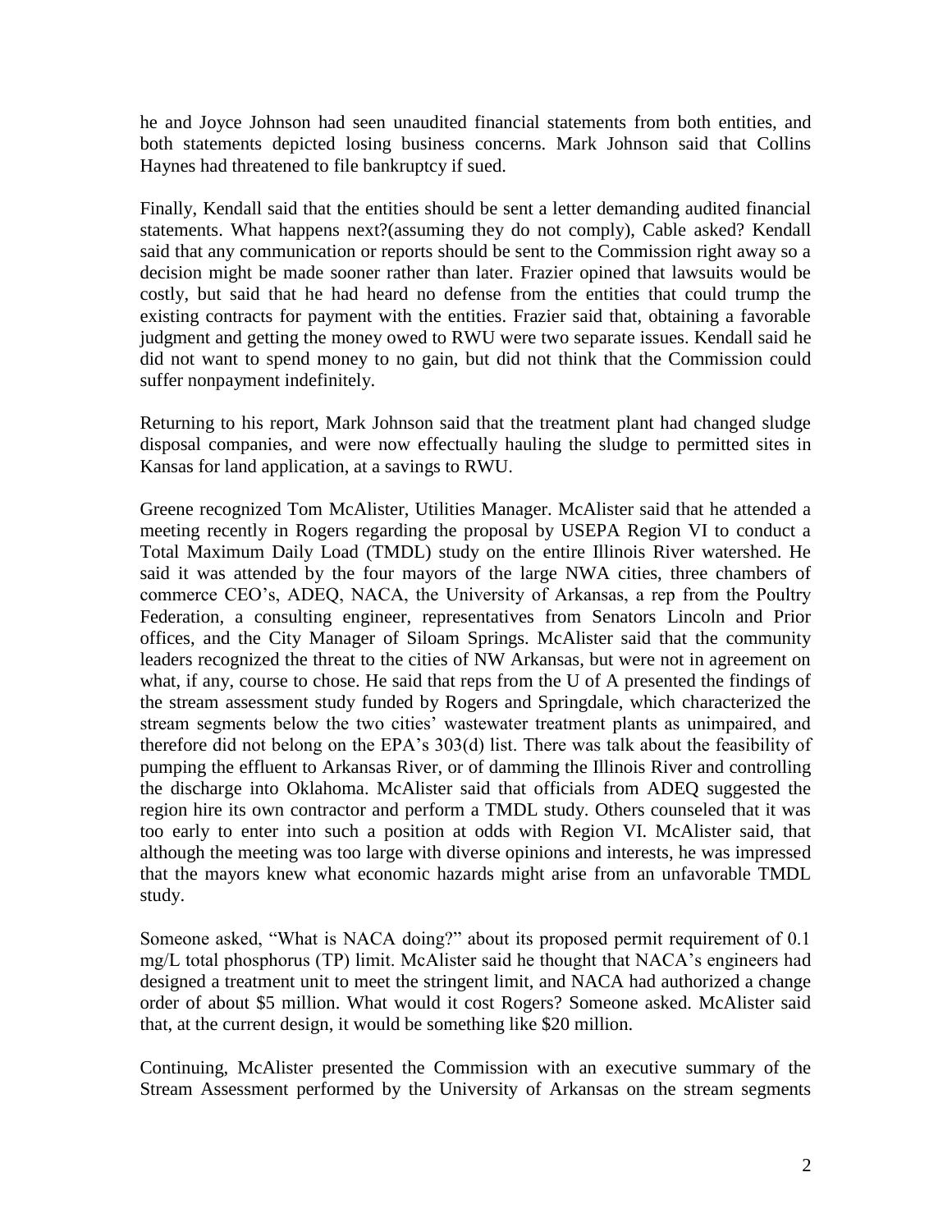he and Joyce Johnson had seen unaudited financial statements from both entities, and both statements depicted losing business concerns. Mark Johnson said that Collins Haynes had threatened to file bankruptcy if sued.

Finally, Kendall said that the entities should be sent a letter demanding audited financial statements. What happens next?(assuming they do not comply), Cable asked? Kendall said that any communication or reports should be sent to the Commission right away so a decision might be made sooner rather than later. Frazier opined that lawsuits would be costly, but said that he had heard no defense from the entities that could trump the existing contracts for payment with the entities. Frazier said that, obtaining a favorable judgment and getting the money owed to RWU were two separate issues. Kendall said he did not want to spend money to no gain, but did not think that the Commission could suffer nonpayment indefinitely.

Returning to his report, Mark Johnson said that the treatment plant had changed sludge disposal companies, and were now effectually hauling the sludge to permitted sites in Kansas for land application, at a savings to RWU.

Greene recognized Tom McAlister, Utilities Manager. McAlister said that he attended a meeting recently in Rogers regarding the proposal by USEPA Region VI to conduct a Total Maximum Daily Load (TMDL) study on the entire Illinois River watershed. He said it was attended by the four mayors of the large NWA cities, three chambers of commerce CEO's, ADEQ, NACA, the University of Arkansas, a rep from the Poultry Federation, a consulting engineer, representatives from Senators Lincoln and Prior offices, and the City Manager of Siloam Springs. McAlister said that the community leaders recognized the threat to the cities of NW Arkansas, but were not in agreement on what, if any, course to chose. He said that reps from the U of A presented the findings of the stream assessment study funded by Rogers and Springdale, which characterized the stream segments below the two cities' wastewater treatment plants as unimpaired, and therefore did not belong on the EPA's 303(d) list. There was talk about the feasibility of pumping the effluent to Arkansas River, or of damming the Illinois River and controlling the discharge into Oklahoma. McAlister said that officials from ADEQ suggested the region hire its own contractor and perform a TMDL study. Others counseled that it was too early to enter into such a position at odds with Region VI. McAlister said, that although the meeting was too large with diverse opinions and interests, he was impressed that the mayors knew what economic hazards might arise from an unfavorable TMDL study.

Someone asked, "What is NACA doing?" about its proposed permit requirement of 0.1 mg/L total phosphorus (TP) limit. McAlister said he thought that NACA's engineers had designed a treatment unit to meet the stringent limit, and NACA had authorized a change order of about $5 million. What would it cost Rogers? Someone asked. McAlister said that, at the current design, it would be something like $20 million.

Continuing, McAlister presented the Commission with an executive summary of the Stream Assessment performed by the University of Arkansas on the stream segments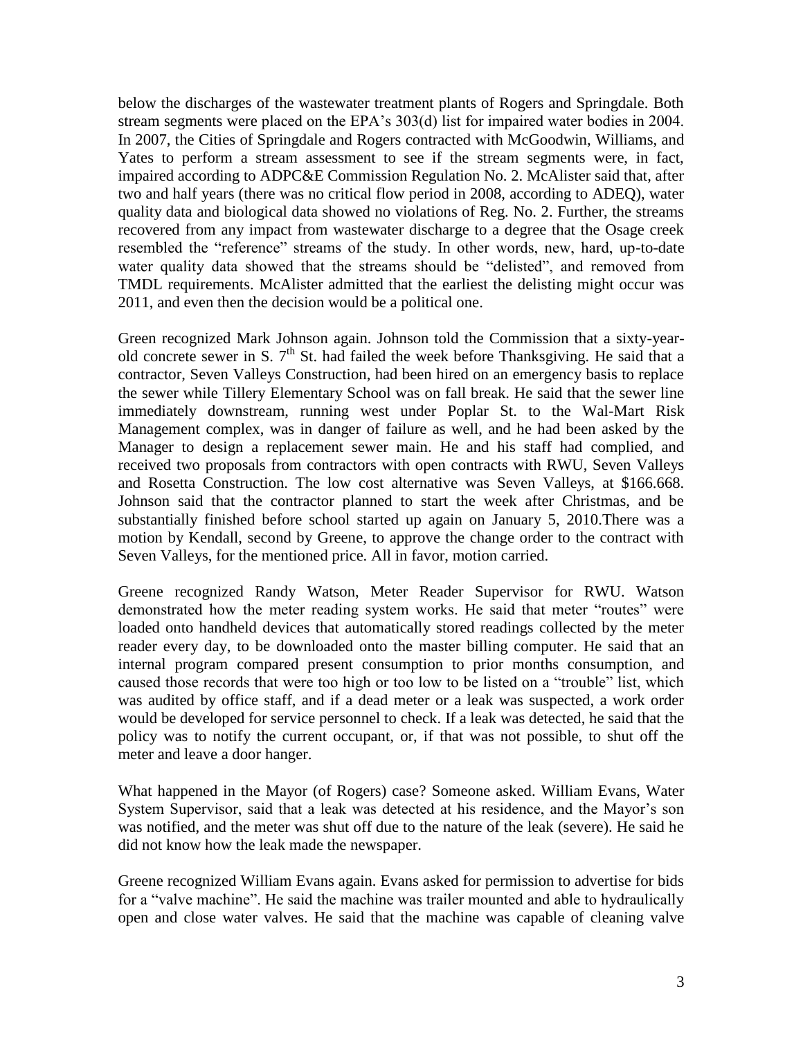below the discharges of the wastewater treatment plants of Rogers and Springdale. Both stream segments were placed on the EPA's 303(d) list for impaired water bodies in 2004. In 2007, the Cities of Springdale and Rogers contracted with McGoodwin, Williams, and Yates to perform a stream assessment to see if the stream segments were, in fact, impaired according to ADPC&E Commission Regulation No. 2. McAlister said that, after two and half years (there was no critical flow period in 2008, according to ADEQ), water quality data and biological data showed no violations of Reg. No. 2. Further, the streams recovered from any impact from wastewater discharge to a degree that the Osage creek resembled the "reference" streams of the study. In other words, new, hard, up-to-date water quality data showed that the streams should be "delisted", and removed from TMDL requirements. McAlister admitted that the earliest the delisting might occur was 2011, and even then the decision would be a political one.

Green recognized Mark Johnson again. Johnson told the Commission that a sixty-year-old concrete sewer in S. 7th St. had failed the week before Thanksgiving. He said that a contractor, Seven Valleys Construction, had been hired on an emergency basis to replace the sewer while Tillery Elementary School was on fall break. He said that the sewer line immediately downstream, running west under Poplar St. to the Wal-Mart Risk Management complex, was in danger of failure as well, and he had been asked by the Manager to design a replacement sewer main. He and his staff had complied, and received two proposals from contractors with open contracts with RWU, Seven Valleys and Rosetta Construction. The low cost alternative was Seven Valleys, at $166.668. Johnson said that the contractor planned to start the week after Christmas, and be substantially finished before school started up again on January 5, 2010.There was a motion by Kendall, second by Greene, to approve the change order to the contract with Seven Valleys, for the mentioned price. All in favor, motion carried.

Greene recognized Randy Watson, Meter Reader Supervisor for RWU. Watson demonstrated how the meter reading system works. He said that meter "routes" were loaded onto handheld devices that automatically stored readings collected by the meter reader every day, to be downloaded onto the master billing computer. He said that an internal program compared present consumption to prior months consumption, and caused those records that were too high or too low to be listed on a "trouble" list, which was audited by office staff, and if a dead meter or a leak was suspected, a work order would be developed for service personnel to check. If a leak was detected, he said that the policy was to notify the current occupant, or, if that was not possible, to shut off the meter and leave a door hanger.

What happened in the Mayor (of Rogers) case? Someone asked. William Evans, Water System Supervisor, said that a leak was detected at his residence, and the Mayor's son was notified, and the meter was shut off due to the nature of the leak (severe). He said he did not know how the leak made the newspaper.

Greene recognized William Evans again. Evans asked for permission to advertise for bids for a "valve machine". He said the machine was trailer mounted and able to hydraulically open and close water valves. He said that the machine was capable of cleaning valve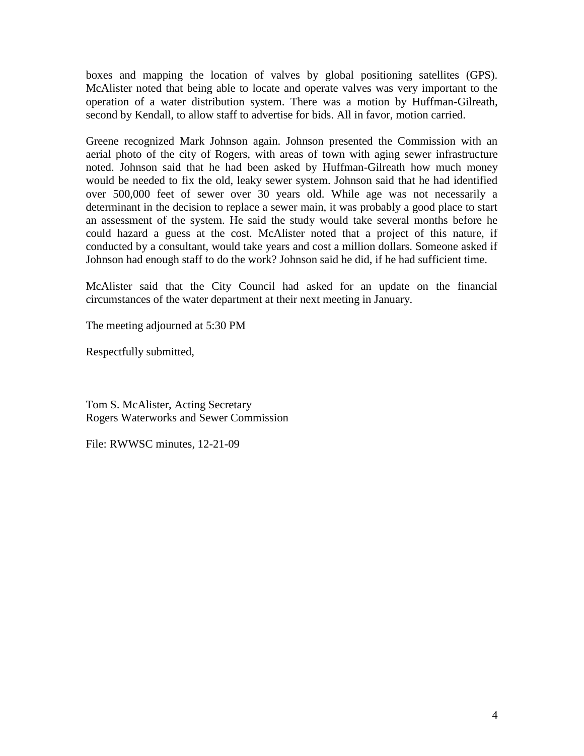boxes and mapping the location of valves by global positioning satellites (GPS). McAlister noted that being able to locate and operate valves was very important to the operation of a water distribution system. There was a motion by Huffman-Gilreath, second by Kendall, to allow staff to advertise for bids. All in favor, motion carried.

Greene recognized Mark Johnson again. Johnson presented the Commission with an aerial photo of the city of Rogers, with areas of town with aging sewer infrastructure noted. Johnson said that he had been asked by Huffman-Gilreath how much money would be needed to fix the old, leaky sewer system. Johnson said that he had identified over 500,000 feet of sewer over 30 years old. While age was not necessarily a determinant in the decision to replace a sewer main, it was probably a good place to start an assessment of the system. He said the study would take several months before he could hazard a guess at the cost. McAlister noted that a project of this nature, if conducted by a consultant, would take years and cost a million dollars. Someone asked if Johnson had enough staff to do the work? Johnson said he did, if he had sufficient time.

McAlister said that the City Council had asked for an update on the financial circumstances of the water department at their next meeting in January.

The meeting adjourned at 5:30 PM

Respectfully submitted,

Tom S. McAlister, Acting Secretary
Rogers Waterworks and Sewer Commission

File: RWWSC minutes, 12-21-09